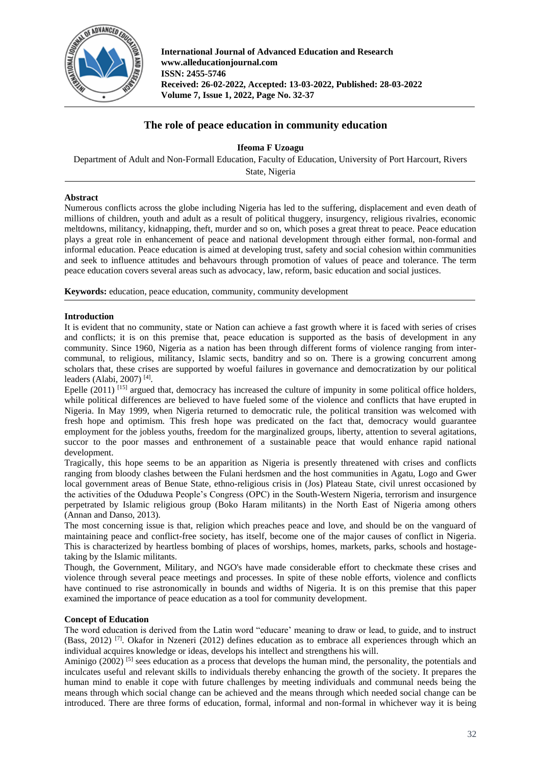# The role of peace education in community education

**Ifeoma F Uzoagu**

Department of Adult and Non-Formall Education, Faculty of Education, University of Port Harcourt, Rivers State, Nigeria

## Abstract

Numerous conflicts across the globe including Nigeria has led to the suffering, displacement and even death of millions of children, youth and adult as a result of political thuggery, insurgency, religious rivalries, economic meltdowns, militancy, kidnapping, theft, murder and so on, which poses a great threat to peace. Peace education plays a great role in enhancement of peace and national development through either formal, non-formal and informal education. Peace education is aimed at developing trust, safety and social cohesion within communities and seek to influence attitudes and behavours through promotion of values of peace and tolerance. The term peace education covers several areas such as advocacy, law, reform, basic education and social justices.

**Keywords:** education, peace education, community, community development

## Introduction

It is evident that no community, state or Nation can achieve a fast growth where it is faced with series of crises and conflicts; it is on this premise that, peace education is supported as the basis of development in any community. Since 1960, Nigeria as a nation has been through different forms of violence ranging from inter-communal, to religious, militancy, Islamic sects, banditry and so on. There is a growing concurrent among scholars that, these crises are supported by woeful failures in governance and democratization by our political leaders (Alabi, 2007) [4].

Epelle (2011) [15] argued that, democracy has increased the culture of impunity in some political office holders, while political differences are believed to have fueled some of the violence and conflicts that have erupted in Nigeria. In May 1999, when Nigeria returned to democratic rule, the political transition was welcomed with fresh hope and optimism. This fresh hope was predicated on the fact that, democracy would guarantee employment for the jobless youths, freedom for the marginalized groups, liberty, attention to several agitations, succor to the poor masses and enthronement of a sustainable peace that would enhance rapid national development.

Tragically, this hope seems to be an apparition as Nigeria is presently threatened with crises and conflicts ranging from bloody clashes between the Fulani herdsmen and the host communities in Agatu, Logo and Gwer local government areas of Benue State, ethno-religious crisis in (Jos) Plateau State, civil unrest occasioned by the activities of the Oduduwa People's Congress (OPC) in the South-Western Nigeria, terrorism and insurgence perpetrated by Islamic religious group (Boko Haram militants) in the North East of Nigeria among others (Annan and Danso, 2013).

The most concerning issue is that, religion which preaches peace and love, and should be on the vanguard of maintaining peace and conflict-free society, has itself, become one of the major causes of conflict in Nigeria. This is characterized by heartless bombing of places of worships, homes, markets, parks, schools and hostage-taking by the Islamic militants.

Though, the Government, Military, and NGO's have made considerable effort to checkmate these crises and violence through several peace meetings and processes. In spite of these noble efforts, violence and conflicts have continued to rise astronomically in bounds and widths of Nigeria. It is on this premise that this paper examined the importance of peace education as a tool for community development.

## Concept of Education

The word education is derived from the Latin word "educare' meaning to draw or lead, to guide, and to instruct (Bass, 2012) [7]. Okafor in Nzeneri (2012) defines education as to embrace all experiences through which an individual acquires knowledge or ideas, develops his intellect and strengthens his will.

Aminigo (2002) [5] sees education as a process that develops the human mind, the personality, the potentials and inculcates useful and relevant skills to individuals thereby enhancing the growth of the society. It prepares the human mind to enable it cope with future challenges by meeting individuals and communal needs being the means through which social change can be achieved and the means through which needed social change can be introduced. There are three forms of education, formal, informal and non-formal in whichever way it is being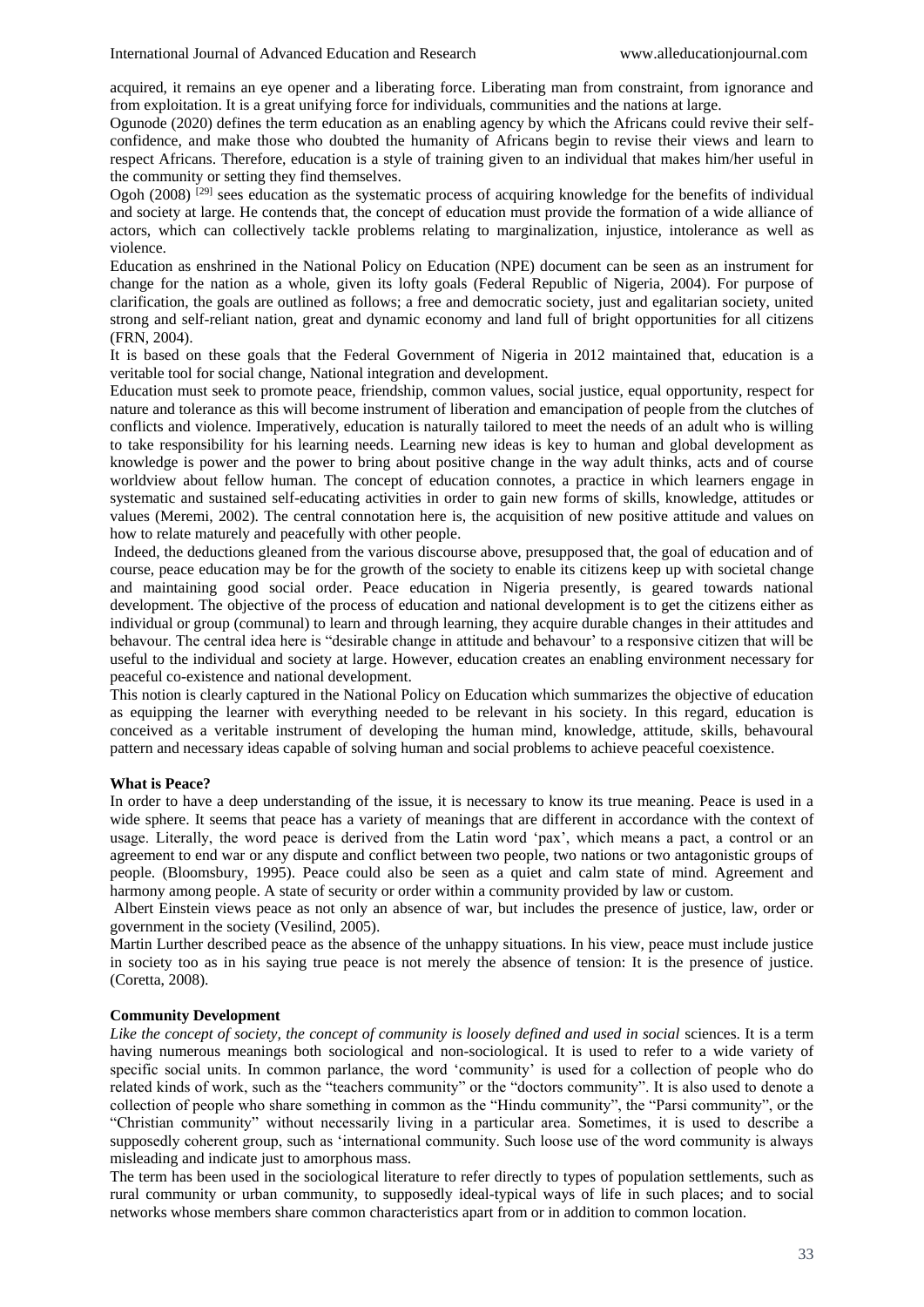acquired, it remains an eye opener and a liberating force. Liberating man from constraint, from ignorance and from exploitation. It is a great unifying force for individuals, communities and the nations at large.

Ogunode (2020) defines the term education as an enabling agency by which the Africans could revive their self-confidence, and make those who doubted the humanity of Africans begin to revise their views and learn to respect Africans. Therefore, education is a style of training given to an individual that makes him/her useful in the community or setting they find themselves.

Ogoh (2008) [29] sees education as the systematic process of acquiring knowledge for the benefits of individual and society at large. He contends that, the concept of education must provide the formation of a wide alliance of actors, which can collectively tackle problems relating to marginalization, injustice, intolerance as well as violence.

Education as enshrined in the National Policy on Education (NPE) document can be seen as an instrument for change for the nation as a whole, given its lofty goals (Federal Republic of Nigeria, 2004). For purpose of clarification, the goals are outlined as follows; a free and democratic society, just and egalitarian society, united strong and self-reliant nation, great and dynamic economy and land full of bright opportunities for all citizens (FRN, 2004).

It is based on these goals that the Federal Government of Nigeria in 2012 maintained that, education is a veritable tool for social change, National integration and development.

Education must seek to promote peace, friendship, common values, social justice, equal opportunity, respect for nature and tolerance as this will become instrument of liberation and emancipation of people from the clutches of conflicts and violence. Imperatively, education is naturally tailored to meet the needs of an adult who is willing to take responsibility for his learning needs. Learning new ideas is key to human and global development as knowledge is power and the power to bring about positive change in the way adult thinks, acts and of course worldview about fellow human. The concept of education connotes, a practice in which learners engage in systematic and sustained self-educating activities in order to gain new forms of skills, knowledge, attitudes or values (Meremi, 2002). The central connotation here is, the acquisition of new positive attitude and values on how to relate maturely and peacefully with other people.

Indeed, the deductions gleaned from the various discourse above, presupposed that, the goal of education and of course, peace education may be for the growth of the society to enable its citizens keep up with societal change and maintaining good social order. Peace education in Nigeria presently, is geared towards national development. The objective of the process of education and national development is to get the citizens either as individual or group (communal) to learn and through learning, they acquire durable changes in their attitudes and behavour. The central idea here is "desirable change in attitude and behavour' to a responsive citizen that will be useful to the individual and society at large. However, education creates an enabling environment necessary for peaceful co-existence and national development.

This notion is clearly captured in the National Policy on Education which summarizes the objective of education as equipping the learner with everything needed to be relevant in his society. In this regard, education is conceived as a veritable instrument of developing the human mind, knowledge, attitude, skills, behavoural pattern and necessary ideas capable of solving human and social problems to achieve peaceful coexistence.

**What is Peace?**

In order to have a deep understanding of the issue, it is necessary to know its true meaning. Peace is used in a wide sphere. It seems that peace has a variety of meanings that are different in accordance with the context of usage. Literally, the word peace is derived from the Latin word 'pax', which means a pact, a control or an agreement to end war or any dispute and conflict between two people, two nations or two antagonistic groups of people. (Bloomsbury, 1995). Peace could also be seen as a quiet and calm state of mind. Agreement and harmony among people. A state of security or order within a community provided by law or custom.

Albert Einstein views peace as not only an absence of war, but includes the presence of justice, law, order or government in the society (Vesilind, 2005).

Martin Lurther described peace as the absence of the unhappy situations. In his view, peace must include justice in society too as in his saying true peace is not merely the absence of tension: It is the presence of justice. (Coretta, 2008).

**Community Development**

*Like the concept of society, the concept of community is loosely defined and used in social* sciences. It is a term having numerous meanings both sociological and non-sociological. It is used to refer to a wide variety of specific social units. In common parlance, the word 'community' is used for a collection of people who do related kinds of work, such as the "teachers community" or the "doctors community". It is also used to denote a collection of people who share something in common as the "Hindu community", the "Parsi community", or the "Christian community" without necessarily living in a particular area. Sometimes, it is used to describe a supposedly coherent group, such as 'international community. Such loose use of the word community is always misleading and indicate just to amorphous mass.

The term has been used in the sociological literature to refer directly to types of population settlements, such as rural community or urban community, to supposedly ideal-typical ways of life in such places; and to social networks whose members share common characteristics apart from or in addition to common location.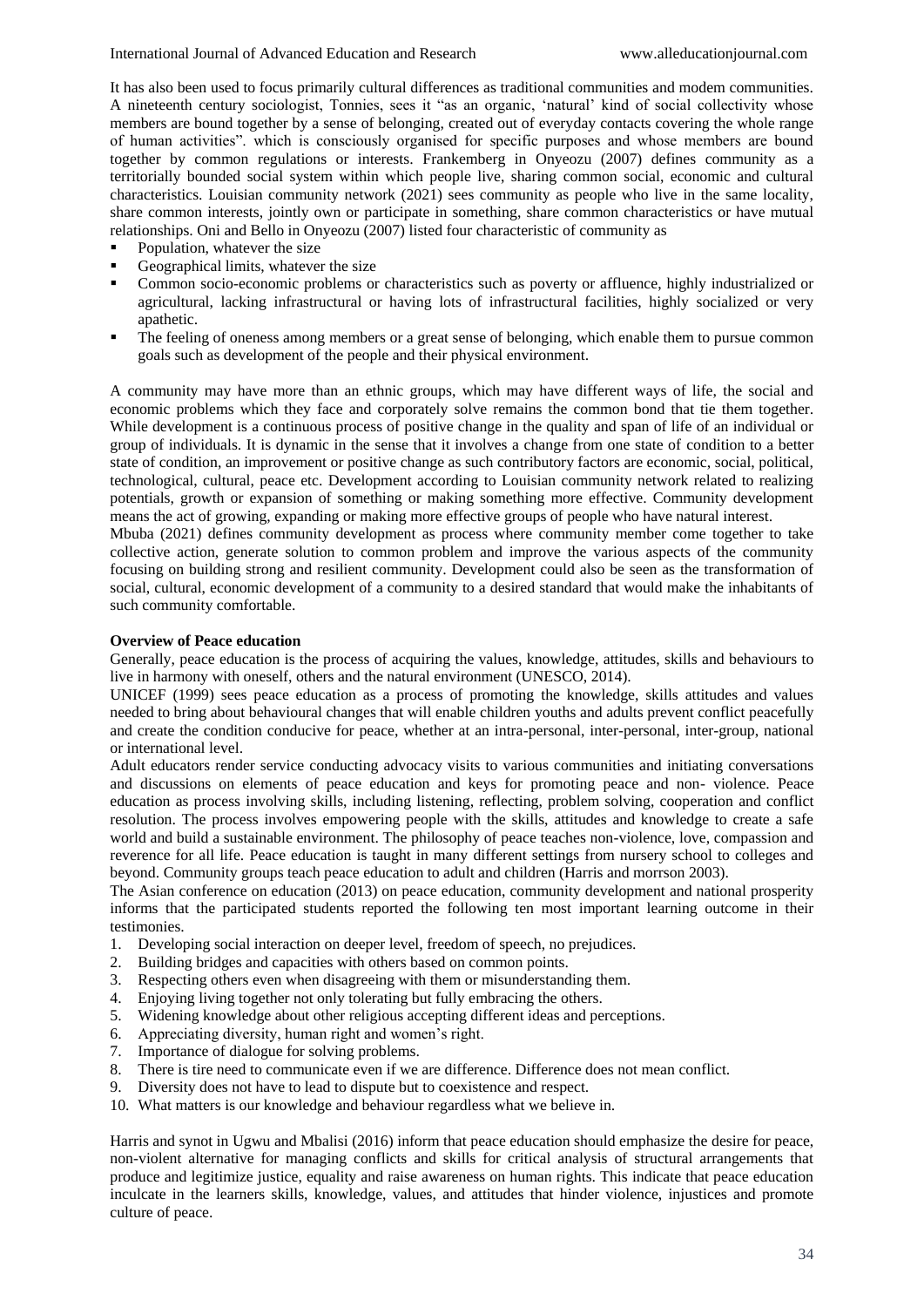It has also been used to focus primarily cultural differences as traditional communities and modem communities. A nineteenth century sociologist, Tonnies, sees it "as an organic, 'natural' kind of social collectivity whose members are bound together by a sense of belonging, created out of everyday contacts covering the whole range of human activities". which is consciously organised for specific purposes and whose members are bound together by common regulations or interests. Frankemberg in Onyeozu (2007) defines community as a territorially bounded social system within which people live, sharing common social, economic and cultural characteristics. Louisian community network (2021) sees community as people who live in the same locality, share common interests, jointly own or participate in something, share common characteristics or have mutual relationships. Oni and Bello in Onyeozu (2007) listed four characteristic of community as

- Population, whatever the size
- Geographical limits, whatever the size
- Common socio-economic problems or characteristics such as poverty or affluence, highly industrialized or agricultural, lacking infrastructural or having lots of infrastructural facilities, highly socialized or very apathetic.
- The feeling of oneness among members or a great sense of belonging, which enable them to pursue common goals such as development of the people and their physical environment.

A community may have more than an ethnic groups, which may have different ways of life, the social and economic problems which they face and corporately solve remains the common bond that tie them together. While development is a continuous process of positive change in the quality and span of life of an individual or group of individuals. It is dynamic in the sense that it involves a change from one state of condition to a better state of condition, an improvement or positive change as such contributory factors are economic, social, political, technological, cultural, peace etc. Development according to Louisian community network related to realizing potentials, growth or expansion of something or making something more effective. Community development means the act of growing, expanding or making more effective groups of people who have natural interest.

Mbuba (2021) defines community development as process where community member come together to take collective action, generate solution to common problem and improve the various aspects of the community focusing on building strong and resilient community. Development could also be seen as the transformation of social, cultural, economic development of a community to a desired standard that would make the inhabitants of such community comfortable.

**Overview of Peace education**

Generally, peace education is the process of acquiring the values, knowledge, attitudes, skills and behaviours to live in harmony with oneself, others and the natural environment (UNESCO, 2014).

UNICEF (1999) sees peace education as a process of promoting the knowledge, skills attitudes and values needed to bring about behavioural changes that will enable children youths and adults prevent conflict peacefully and create the condition conducive for peace, whether at an intra-personal, inter-personal, inter-group, national or international level.

Adult educators render service conducting advocacy visits to various communities and initiating conversations and discussions on elements of peace education and keys for promoting peace and non- violence. Peace education as process involving skills, including listening, reflecting, problem solving, cooperation and conflict resolution. The process involves empowering people with the skills, attitudes and knowledge to create a safe world and build a sustainable environment. The philosophy of peace teaches non-violence, love, compassion and reverence for all life. Peace education is taught in many different settings from nursery school to colleges and beyond. Community groups teach peace education to adult and children (Harris and morrson 2003).

The Asian conference on education (2013) on peace education, community development and national prosperity informs that the participated students reported the following ten most important learning outcome in their testimonies.

1. Developing social interaction on deeper level, freedom of speech, no prejudices.
2. Building bridges and capacities with others based on common points.
3. Respecting others even when disagreeing with them or misunderstanding them.
4. Enjoying living together not only tolerating but fully embracing the others.
5. Widening knowledge about other religious accepting different ideas and perceptions.
6. Appreciating diversity, human right and women's right.
7. Importance of dialogue for solving problems.
8. There is tire need to communicate even if we are difference. Difference does not mean conflict.
9. Diversity does not have to lead to dispute but to coexistence and respect.
10. What matters is our knowledge and behaviour regardless what we believe in.

Harris and synot in Ugwu and Mbalisi (2016) inform that peace education should emphasize the desire for peace, non-violent alternative for managing conflicts and skills for critical analysis of structural arrangements that produce and legitimize justice, equality and raise awareness on human rights. This indicate that peace education inculcate in the learners skills, knowledge, values, and attitudes that hinder violence, injustices and promote culture of peace.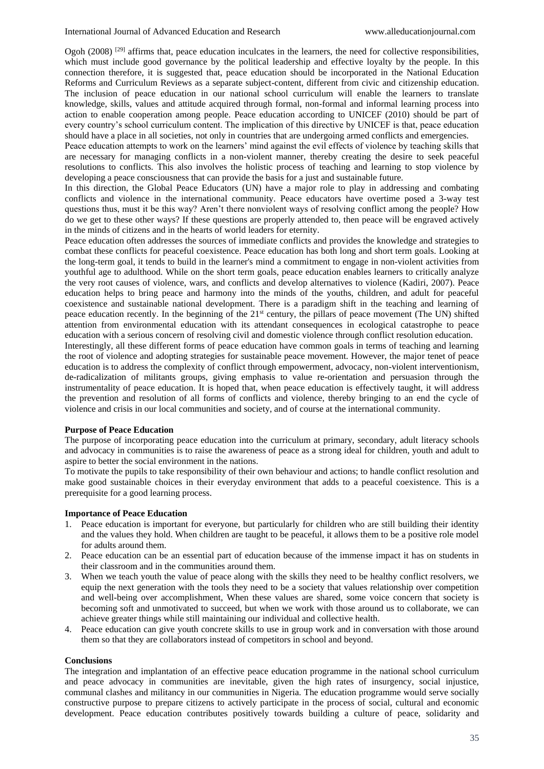Ogoh (2008) [29] affirms that, peace education inculcates in the learners, the need for collective responsibilities, which must include good governance by the political leadership and effective loyalty by the people. In this connection therefore, it is suggested that, peace education should be incorporated in the National Education Reforms and Curriculum Reviews as a separate subject-content, different from civic and citizenship education. The inclusion of peace education in our national school curriculum will enable the learners to translate knowledge, skills, values and attitude acquired through formal, non-formal and informal learning process into action to enable cooperation among people. Peace education according to UNICEF (2010) should be part of every country's school curriculum content. The implication of this directive by UNICEF is that, peace education should have a place in all societies, not only in countries that are undergoing armed conflicts and emergencies.

Peace education attempts to work on the learners' mind against the evil effects of violence by teaching skills that are necessary for managing conflicts in a non-violent manner, thereby creating the desire to seek peaceful resolutions to conflicts. This also involves the holistic process of teaching and learning to stop violence by developing a peace consciousness that can provide the basis for a just and sustainable future.

In this direction, the Global Peace Educators (UN) have a major role to play in addressing and combating conflicts and violence in the international community. Peace educators have overtime posed a 3-way test questions thus, must it be this way? Aren't there nonviolent ways of resolving conflict among the people? How do we get to these other ways? If these questions are properly attended to, then peace will be engraved actively in the minds of citizens and in the hearts of world leaders for eternity.

Peace education often addresses the sources of immediate conflicts and provides the knowledge and strategies to combat these conflicts for peaceful coexistence. Peace education has both long and short term goals. Looking at the long-term goal, it tends to build in the learner's mind a commitment to engage in non-violent activities from youthful age to adulthood. While on the short term goals, peace education enables learners to critically analyze the very root causes of violence, wars, and conflicts and develop alternatives to violence (Kadiri, 2007). Peace education helps to bring peace and harmony into the minds of the youths, children, and adult for peaceful coexistence and sustainable national development. There is a paradigm shift in the teaching and learning of peace education recently. In the beginning of the 21st century, the pillars of peace movement (The UN) shifted attention from environmental education with its attendant consequences in ecological catastrophe to peace education with a serious concern of resolving civil and domestic violence through conflict resolution education.

Interestingly, all these different forms of peace education have common goals in terms of teaching and learning the root of violence and adopting strategies for sustainable peace movement. However, the major tenet of peace education is to address the complexity of conflict through empowerment, advocacy, non-violent interventionism, de-radicalization of militants groups, giving emphasis to value re-orientation and persuasion through the instrumentality of peace education. It is hoped that, when peace education is effectively taught, it will address the prevention and resolution of all forms of conflicts and violence, thereby bringing to an end the cycle of violence and crisis in our local communities and society, and of course at the international community.

**Purpose of Peace Education**

The purpose of incorporating peace education into the curriculum at primary, secondary, adult literacy schools and advocacy in communities is to raise the awareness of peace as a strong ideal for children, youth and adult to aspire to better the social environment in the nations.

To motivate the pupils to take responsibility of their own behaviour and actions; to handle conflict resolution and make good sustainable choices in their everyday environment that adds to a peaceful coexistence. This is a prerequisite for a good learning process.

**Importance of Peace Education**

1. Peace education is important for everyone, but particularly for children who are still building their identity and the values they hold. When children are taught to be peaceful, it allows them to be a positive role model for adults around them.
2. Peace education can be an essential part of education because of the immense impact it has on students in their classroom and in the communities around them.
3. When we teach youth the value of peace along with the skills they need to be healthy conflict resolvers, we equip the next generation with the tools they need to be a society that values relationship over competition and well-being over accomplishment, When these values are shared, some voice concern that society is becoming soft and unmotivated to succeed, but when we work with those around us to collaborate, we can achieve greater things while still maintaining our individual and collective health.
4. Peace education can give youth concrete skills to use in group work and in conversation with those around them so that they are collaborators instead of competitors in school and beyond.

**Conclusions**

The integration and implantation of an effective peace education programme in the national school curriculum and peace advocacy in communities are inevitable, given the high rates of insurgency, social injustice, communal clashes and militancy in our communities in Nigeria. The education programme would serve socially constructive purpose to prepare citizens to actively participate in the process of social, cultural and economic development. Peace education contributes positively towards building a culture of peace, solidarity and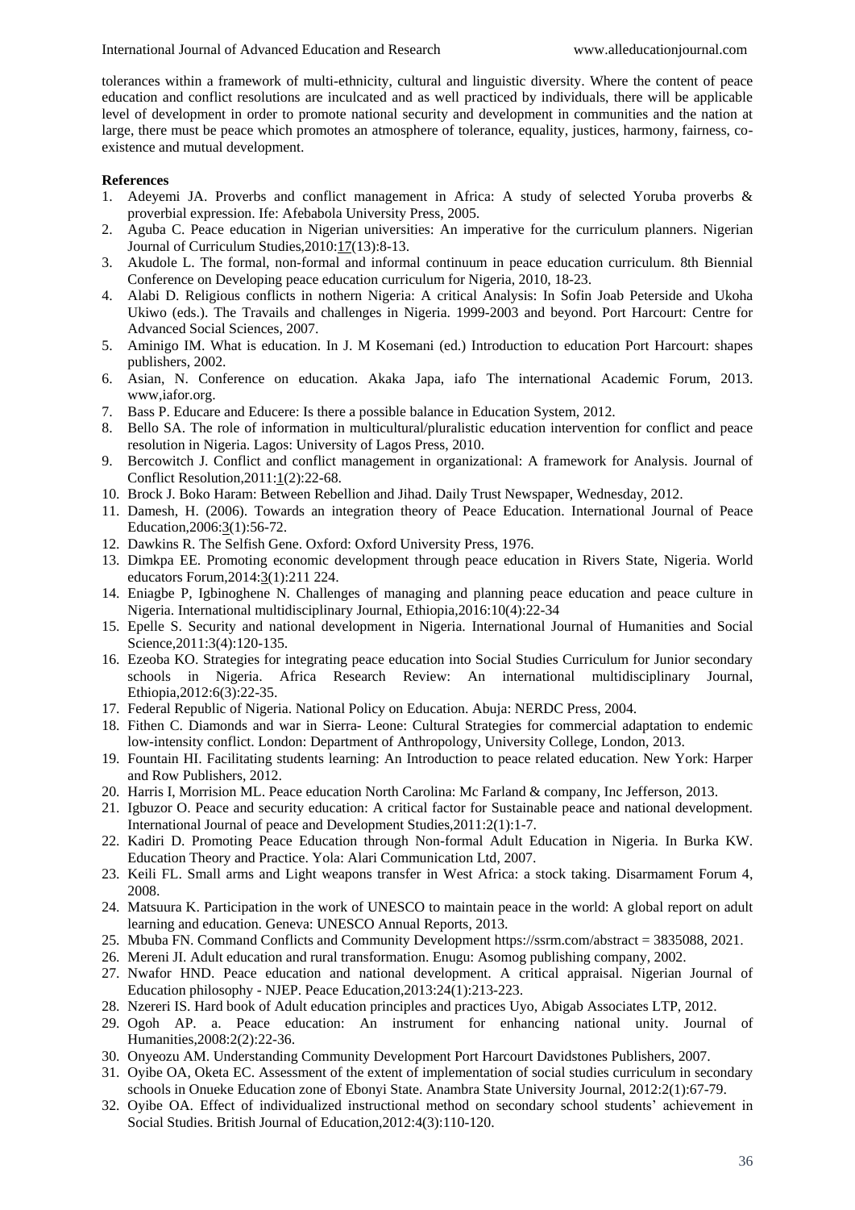tolerances within a framework of multi-ethnicity, cultural and linguistic diversity. Where the content of peace education and conflict resolutions are inculcated and as well practiced by individuals, there will be applicable level of development in order to promote national security and development in communities and the nation at large, there must be peace which promotes an atmosphere of tolerance, equality, justices, harmony, fairness, co-existence and mutual development.

**References**

1. Adeyemi JA. Proverbs and conflict management in Africa: A study of selected Yoruba proverbs & proverbial expression. Ife: Afebabola University Press, 2005.
2. Aguba C. Peace education in Nigerian universities: An imperative for the curriculum planners. Nigerian Journal of Curriculum Studies,2010:17(13):8-13.
3. Akudole L. The formal, non-formal and informal continuum in peace education curriculum. 8th Biennial Conference on Developing peace education curriculum for Nigeria, 2010, 18-23.
4. Alabi D. Religious conflicts in nothern Nigeria: A critical Analysis: In Sofin Joab Peterside and Ukoha Ukiwo (eds.). The Travails and challenges in Nigeria. 1999-2003 and beyond. Port Harcourt: Centre for Advanced Social Sciences, 2007.
5. Aminigo IM. What is education. In J. M Kosemani (ed.) Introduction to education Port Harcourt: shapes publishers, 2002.
6. Asian, N. Conference on education. Akaka Japa, iafo The international Academic Forum, 2013. www,iafor.org.
7. Bass P. Educare and Educere: Is there a possible balance in Education System, 2012.
8. Bello SA. The role of information in multicultural/pluralistic education intervention for conflict and peace resolution in Nigeria. Lagos: University of Lagos Press, 2010.
9. Bercowitch J. Conflict and conflict management in organizational: A framework for Analysis. Journal of Conflict Resolution,2011:1(2):22-68.
10. Brock J. Boko Haram: Between Rebellion and Jihad. Daily Trust Newspaper, Wednesday, 2012.
11. Damesh, H. (2006). Towards an integration theory of Peace Education. International Journal of Peace Education,2006:3(1):56-72.
12. Dawkins R. The Selfish Gene. Oxford: Oxford University Press, 1976.
13. Dimkpa EE. Promoting economic development through peace education in Rivers State, Nigeria. World educators Forum,2014:3(1):211 224.
14. Eniagbe P, Igbinoghene N. Challenges of managing and planning peace education and peace culture in Nigeria. International multidisciplinary Journal, Ethiopia,2016:10(4):22-34
15. Epelle S. Security and national development in Nigeria. International Journal of Humanities and Social Science,2011:3(4):120-135.
16. Ezeoba KO. Strategies for integrating peace education into Social Studies Curriculum for Junior secondary schools in Nigeria. Africa Research Review: An international multidisciplinary Journal, Ethiopia,2012:6(3):22-35.
17. Federal Republic of Nigeria. National Policy on Education. Abuja: NERDC Press, 2004.
18. Fithen C. Diamonds and war in Sierra- Leone: Cultural Strategies for commercial adaptation to endemic low-intensity conflict. London: Department of Anthropology, University College, London, 2013.
19. Fountain HI. Facilitating students learning: An Introduction to peace related education. New York: Harper and Row Publishers, 2012.
20. Harris I, Morrision ML. Peace education North Carolina: Mc Farland & company, Inc Jefferson, 2013.
21. Igbuzor O. Peace and security education: A critical factor for Sustainable peace and national development. International Journal of peace and Development Studies,2011:2(1):1-7.
22. Kadiri D. Promoting Peace Education through Non-formal Adult Education in Nigeria. In Burka KW. Education Theory and Practice. Yola: Alari Communication Ltd, 2007.
23. Keili FL. Small arms and Light weapons transfer in West Africa: a stock taking. Disarmament Forum 4, 2008.
24. Matsuura K. Participation in the work of UNESCO to maintain peace in the world: A global report on adult learning and education. Geneva: UNESCO Annual Reports, 2013.
25. Mbuba FN. Command Conflicts and Community Development https://ssrm.com/abstract = 3835088, 2021.
26. Mereni JI. Adult education and rural transformation. Enugu: Asomog publishing company, 2002.
27. Nwafor HND. Peace education and national development. A critical appraisal. Nigerian Journal of Education philosophy - NJEP. Peace Education,2013:24(1):213-223.
28. Nzereri IS. Hard book of Adult education principles and practices Uyo, Abigab Associates LTP, 2012.
29. Ogoh AP. a. Peace education: An instrument for enhancing national unity. Journal of Humanities,2008:2(2):22-36.
30. Onyeozu AM. Understanding Community Development Port Harcourt Davidstones Publishers, 2007.
31. Oyibe OA, Oketa EC. Assessment of the extent of implementation of social studies curriculum in secondary schools in Onueke Education zone of Ebonyi State. Anambra State University Journal, 2012:2(1):67-79.
32. Oyibe OA. Effect of individualized instructional method on secondary school students' achievement in Social Studies. British Journal of Education,2012:4(3):110-120.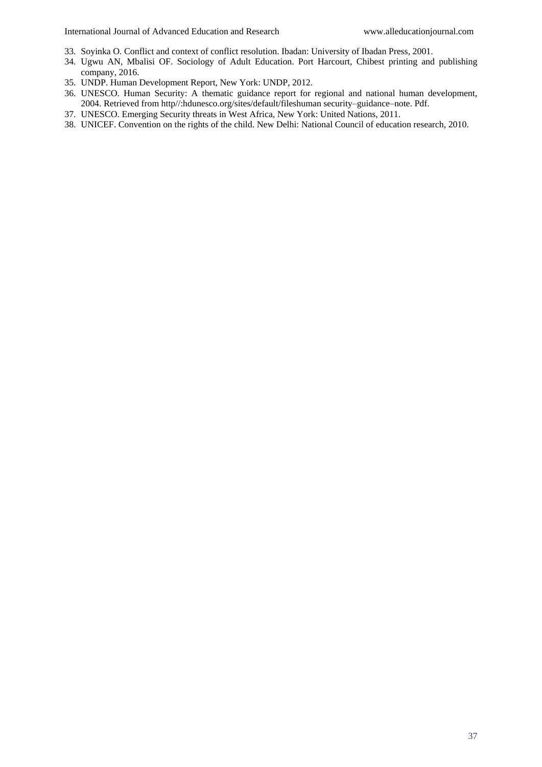33. Soyinka O. Conflict and context of conflict resolution. Ibadan: University of Ibadan Press, 2001.
34. Ugwu AN, Mbalisi OF. Sociology of Adult Education. Port Harcourt, Chibest printing and publishing company, 2016.
35. UNDP. Human Development Report, New York: UNDP, 2012.
36. UNESCO. Human Security: A thematic guidance report for regional and national human development, 2004. Retrieved from http//:hdunesco.org/sites/default/fileshuman security–guidance–note. Pdf.
37. UNESCO. Emerging Security threats in West Africa, New York: United Nations, 2011.
38. UNICEF. Convention on the rights of the child. New Delhi: National Council of education research, 2010.